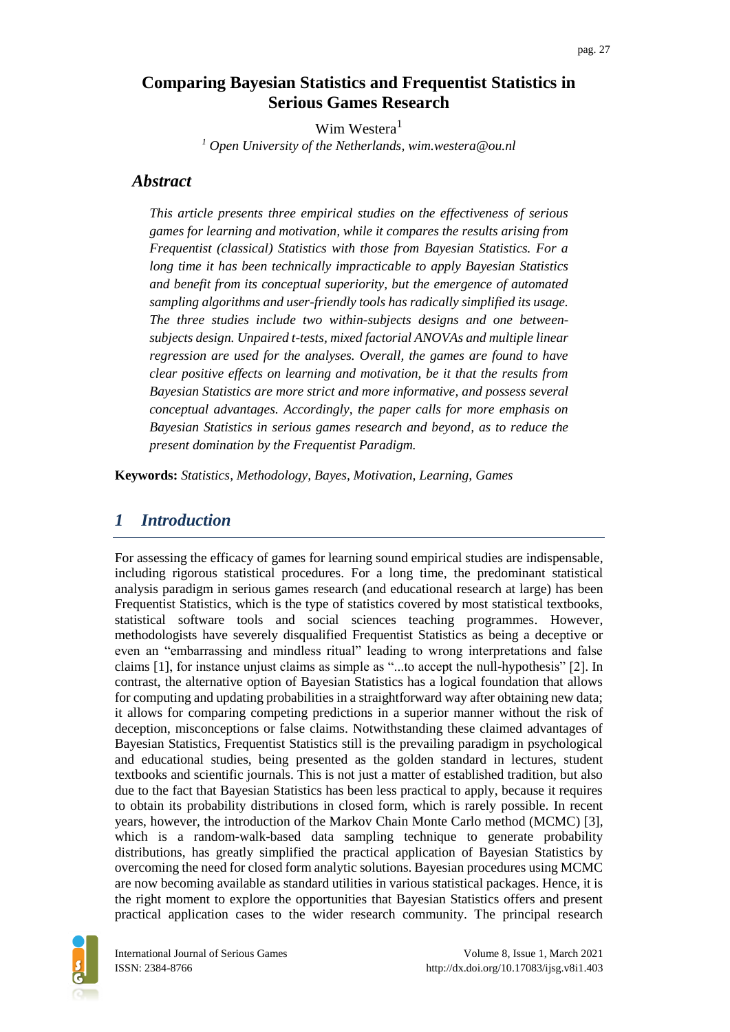# Comparing Bayesian Statistics and Frequentist Statistics in Serious Games Research

Wim Westera[1]

[1] *Open University of the Netherlands, wim.westera@ou.nl*

## *Abstract*

*This article presents three empirical studies on the effectiveness of serious games for learning and motivation, while it compares the results arising from Frequentist (classical) Statistics with those from Bayesian Statistics. For a long time it has been technically impracticable to apply Bayesian Statistics and benefit from its conceptual superiority, but the emergence of automated sampling algorithms and user-friendly tools has radically simplified its usage. The three studies include two within-subjects designs and one between-subjects design. Unpaired t-tests, mixed factorial ANOVAs and multiple linear regression are used for the analyses. Overall, the games are found to have clear positive effects on learning and motivation, be it that the results from Bayesian Statistics are more strict and more informative, and possess several conceptual advantages. Accordingly, the paper calls for more emphasis on Bayesian Statistics in serious games research and beyond, as to reduce the present domination by the Frequentist Paradigm.*

**Keywords:** *Statistics, Methodology, Bayes, Motivation, Learning, Games*

## *1 Introduction*

For assessing the efficacy of games for learning sound empirical studies are indispensable, including rigorous statistical procedures. For a long time, the predominant statistical analysis paradigm in serious games research (and educational research at large) has been Frequentist Statistics, which is the type of statistics covered by most statistical textbooks, statistical software tools and social sciences teaching programmes. However, methodologists have severely disqualified Frequentist Statistics as being a deceptive or even an "embarrassing and mindless ritual" leading to wrong interpretations and false claims [1], for instance unjust claims as simple as "...to accept the null-hypothesis" [2]. In contrast, the alternative option of Bayesian Statistics has a logical foundation that allows for computing and updating probabilities in a straightforward way after obtaining new data; it allows for comparing competing predictions in a superior manner without the risk of deception, misconceptions or false claims. Notwithstanding these claimed advantages of Bayesian Statistics, Frequentist Statistics still is the prevailing paradigm in psychological and educational studies, being presented as the golden standard in lectures, student textbooks and scientific journals. This is not just a matter of established tradition, but also due to the fact that Bayesian Statistics has been less practical to apply, because it requires to obtain its probability distributions in closed form, which is rarely possible. In recent years, however, the introduction of the Markov Chain Monte Carlo method (MCMC) [3], which is a random-walk-based data sampling technique to generate probability distributions, has greatly simplified the practical application of Bayesian Statistics by overcoming the need for closed form analytic solutions. Bayesian procedures using MCMC are now becoming available as standard utilities in various statistical packages. Hence, it is the right moment to explore the opportunities that Bayesian Statistics offers and present practical application cases to the wider research community. The principal research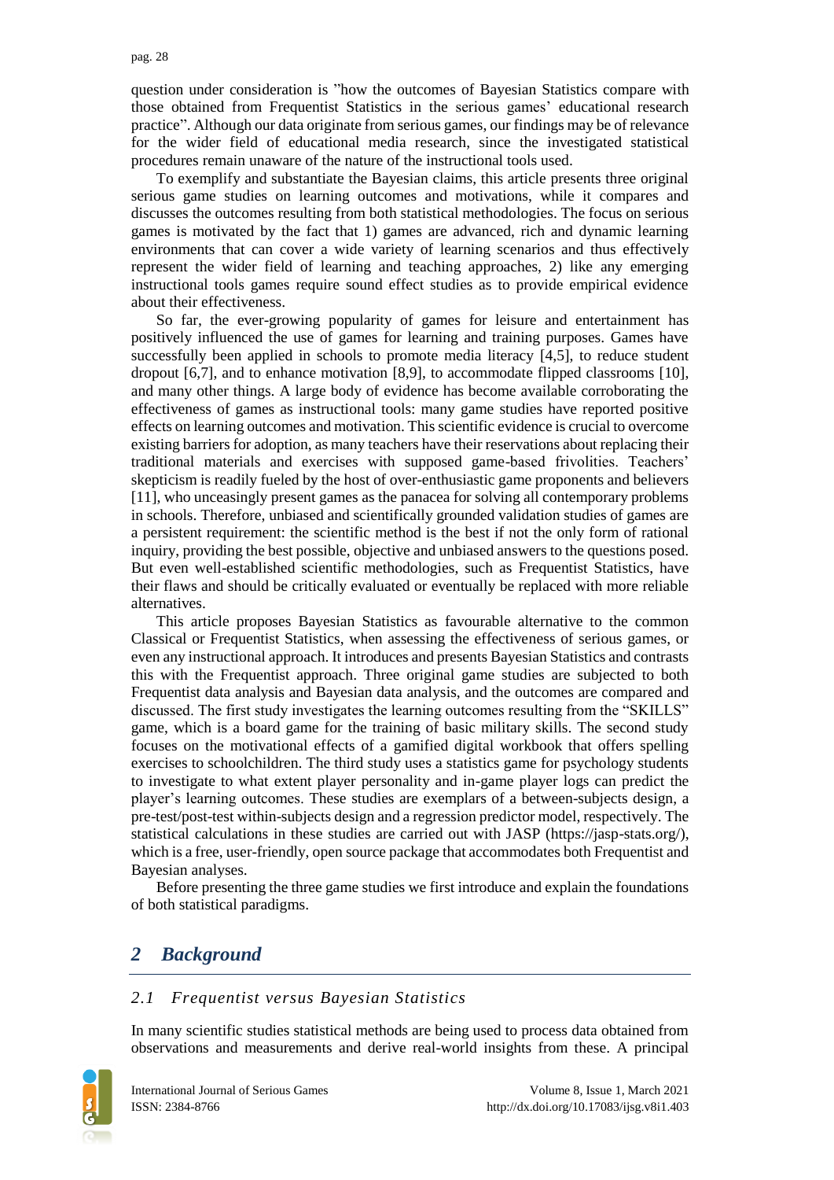question under consideration is "how the outcomes of Bayesian Statistics compare with those obtained from Frequentist Statistics in the serious games' educational research practice". Although our data originate from serious games, our findings may be of relevance for the wider field of educational media research, since the investigated statistical procedures remain unaware of the nature of the instructional tools used.

To exemplify and substantiate the Bayesian claims, this article presents three original serious game studies on learning outcomes and motivations, while it compares and discusses the outcomes resulting from both statistical methodologies. The focus on serious games is motivated by the fact that 1) games are advanced, rich and dynamic learning environments that can cover a wide variety of learning scenarios and thus effectively represent the wider field of learning and teaching approaches, 2) like any emerging instructional tools games require sound effect studies as to provide empirical evidence about their effectiveness.

So far, the ever-growing popularity of games for leisure and entertainment has positively influenced the use of games for learning and training purposes. Games have successfully been applied in schools to promote media literacy [4,5], to reduce student dropout [6,7], and to enhance motivation [8,9], to accommodate flipped classrooms [10], and many other things. A large body of evidence has become available corroborating the effectiveness of games as instructional tools: many game studies have reported positive effects on learning outcomes and motivation. This scientific evidence is crucial to overcome existing barriers for adoption, as many teachers have their reservations about replacing their traditional materials and exercises with supposed game-based frivolities. Teachers' skepticism is readily fueled by the host of over-enthusiastic game proponents and believers [11], who unceasingly present games as the panacea for solving all contemporary problems in schools. Therefore, unbiased and scientifically grounded validation studies of games are a persistent requirement: the scientific method is the best if not the only form of rational inquiry, providing the best possible, objective and unbiased answers to the questions posed. But even well-established scientific methodologies, such as Frequentist Statistics, have their flaws and should be critically evaluated or eventually be replaced with more reliable alternatives.

This article proposes Bayesian Statistics as favourable alternative to the common Classical or Frequentist Statistics, when assessing the effectiveness of serious games, or even any instructional approach. It introduces and presents Bayesian Statistics and contrasts this with the Frequentist approach. Three original game studies are subjected to both Frequentist data analysis and Bayesian data analysis, and the outcomes are compared and discussed. The first study investigates the learning outcomes resulting from the "SKILLS" game, which is a board game for the training of basic military skills. The second study focuses on the motivational effects of a gamified digital workbook that offers spelling exercises to schoolchildren. The third study uses a statistics game for psychology students to investigate to what extent player personality and in-game player logs can predict the player's learning outcomes. These studies are exemplars of a between-subjects design, a pre-test/post-test within-subjects design and a regression predictor model, respectively. The statistical calculations in these studies are carried out with JASP (https://jasp-stats.org/), which is a free, user-friendly, open source package that accommodates both Frequentist and Bayesian analyses.

Before presenting the three game studies we first introduce and explain the foundations of both statistical paradigms.

## 2 Background

### 2.1 Frequentist versus Bayesian Statistics

In many scientific studies statistical methods are being used to process data obtained from observations and measurements and derive real-world insights from these. A principal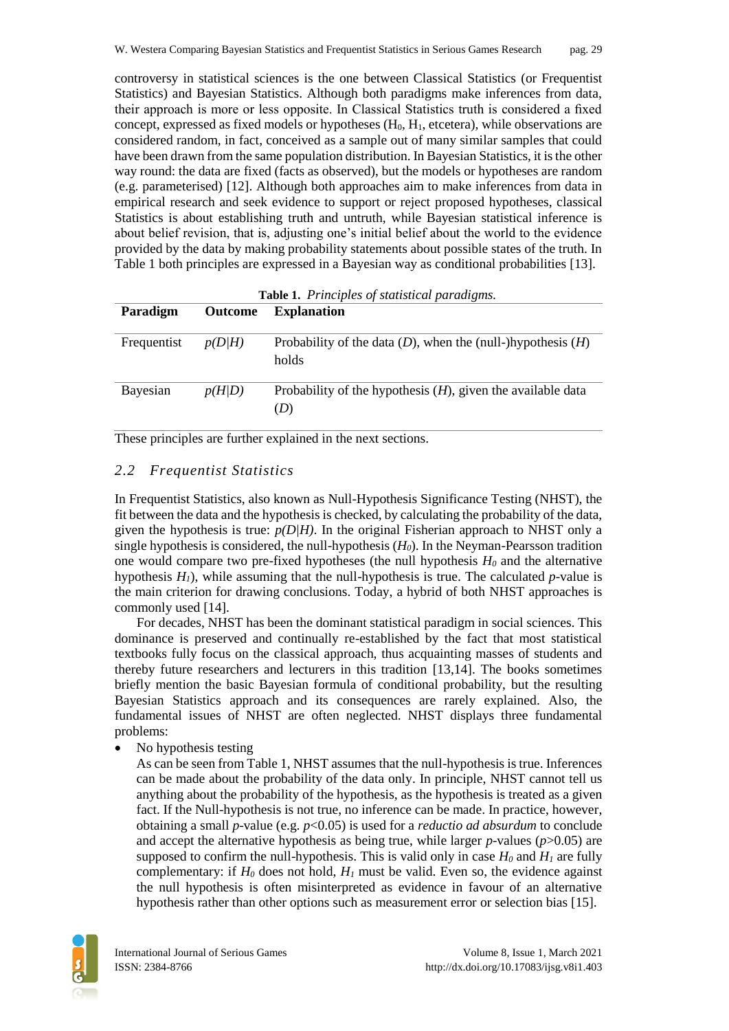controversy in statistical sciences is the one between Classical Statistics (or Frequentist Statistics) and Bayesian Statistics. Although both paradigms make inferences from data, their approach is more or less opposite. In Classical Statistics truth is considered a fixed concept, expressed as fixed models or hypotheses ($H_0$, $H_1$, etcetera), while observations are considered random, in fact, conceived as a sample out of many similar samples that could have been drawn from the same population distribution. In Bayesian Statistics, it is the other way round: the data are fixed (facts as observed), but the models or hypotheses are random (e.g. parameterised) [12]. Although both approaches aim to make inferences from data in empirical research and seek evidence to support or reject proposed hypotheses, classical Statistics is about establishing truth and untruth, while Bayesian statistical inference is about belief revision, that is, adjusting one's initial belief about the world to the evidence provided by the data by making probability statements about possible states of the truth. In Table 1 both principles are expressed in a Bayesian way as conditional probabilities [13].

**Table 1.** *Principles of statistical paradigms.*

| Paradigm | Outcome | Explanation |
|---|---|---|
| Frequentist | $p(D\|H)$ | Probability of the data (*D*), when the (null-)hypothesis (*H*) holds |
| Bayesian | $p(H\|D)$ | Probability of the hypothesis (*H*), given the available data (*D*) |

These principles are further explained in the next sections.

## *2.2 Frequentist Statistics*

In Frequentist Statistics, also known as Null-Hypothesis Significance Testing (NHST), the fit between the data and the hypothesis is checked, by calculating the probability of the data, given the hypothesis is true: $p(D|H)$. In the original Fisherian approach to NHST only a single hypothesis is considered, the null-hypothesis ($H_0$). In the Neyman-Pearsson tradition one would compare two pre-fixed hypotheses (the null hypothesis $H_0$ and the alternative hypothesis $H_1$), while assuming that the null-hypothesis is true. The calculated *p*-value is the main criterion for drawing conclusions. Today, a hybrid of both NHST approaches is commonly used [14].

For decades, NHST has been the dominant statistical paradigm in social sciences. This dominance is preserved and continually re-established by the fact that most statistical textbooks fully focus on the classical approach, thus acquainting masses of students and thereby future researchers and lecturers in this tradition [13,14]. The books sometimes briefly mention the basic Bayesian formula of conditional probability, but the resulting Bayesian Statistics approach and its consequences are rarely explained. Also, the fundamental issues of NHST are often neglected. NHST displays three fundamental problems:

- No hypothesis testing

  As can be seen from Table 1, NHST assumes that the null-hypothesis is true. Inferences can be made about the probability of the data only. In principle, NHST cannot tell us anything about the probability of the hypothesis, as the hypothesis is treated as a given fact. If the Null-hypothesis is not true, no inference can be made. In practice, however, obtaining a small *p*-value (e.g. $p<0.05$) is used for a *reductio ad absurdum* to conclude and accept the alternative hypothesis as being true, while larger *p*-values ($p>0.05$) are supposed to confirm the null-hypothesis. This is valid only in case $H_0$ and $H_1$ are fully complementary: if $H_0$ does not hold, $H_1$ must be valid. Even so, the evidence against the null hypothesis is often misinterpreted as evidence in favour of an alternative hypothesis rather than other options such as measurement error or selection bias [15].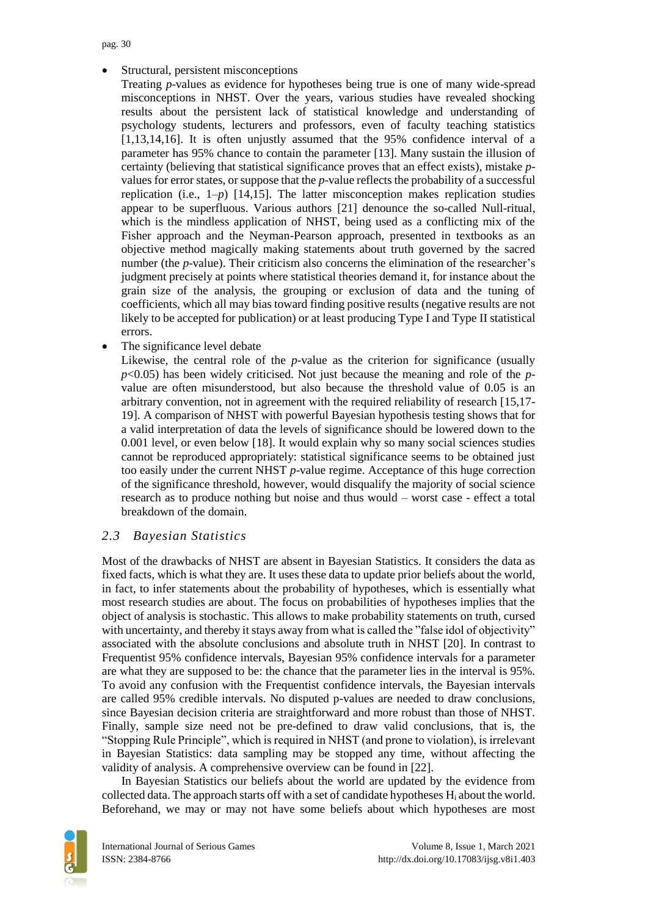- Structural, persistent misconceptions

  Treating *p*-values as evidence for hypotheses being true is one of many wide-spread misconceptions in NHST. Over the years, various studies have revealed shocking results about the persistent lack of statistical knowledge and understanding of psychology students, lecturers and professors, even of faculty teaching statistics [1,13,14,16]. It is often unjustly assumed that the 95% confidence interval of a parameter has 95% chance to contain the parameter [13]. Many sustain the illusion of certainty (believing that statistical significance proves that an effect exists), mistake *p*-values for error states, or suppose that the *p*-value reflects the probability of a successful replication (i.e., $1–p$) [14,15]. The latter misconception makes replication studies appear to be superfluous. Various authors [21] denounce the so-called Null-ritual, which is the mindless application of NHST, being used as a conflicting mix of the Fisher approach and the Neyman-Pearson approach, presented in textbooks as an objective method magically making statements about truth governed by the sacred number (the *p*-value). Their criticism also concerns the elimination of the researcher's judgment precisely at points where statistical theories demand it, for instance about the grain size of the analysis, the grouping or exclusion of data and the tuning of coefficients, which all may bias toward finding positive results (negative results are not likely to be accepted for publication) or at least producing Type I and Type II statistical errors.

- The significance level debate

  Likewise, the central role of the *p*-value as the criterion for significance (usually $p<0.05$) has been widely criticised. Not just because the meaning and role of the *p*-value are often misunderstood, but also because the threshold value of 0.05 is an arbitrary convention, not in agreement with the required reliability of research [15,17-19]. A comparison of NHST with powerful Bayesian hypothesis testing shows that for a valid interpretation of data the levels of significance should be lowered down to the 0.001 level, or even below [18]. It would explain why so many social sciences studies cannot be reproduced appropriately: statistical significance seems to be obtained just too easily under the current NHST *p*-value regime. Acceptance of this huge correction of the significance threshold, however, would disqualify the majority of social science research as to produce nothing but noise and thus would – worst case - effect a total breakdown of the domain.

### *2.3 Bayesian Statistics*

Most of the drawbacks of NHST are absent in Bayesian Statistics. It considers the data as fixed facts, which is what they are. It uses these data to update prior beliefs about the world, in fact, to infer statements about the probability of hypotheses, which is essentially what most research studies are about. The focus on probabilities of hypotheses implies that the object of analysis is stochastic. This allows to make probability statements on truth, cursed with uncertainty, and thereby it stays away from what is called the "false idol of objectivity" associated with the absolute conclusions and absolute truth in NHST [20]. In contrast to Frequentist 95% confidence intervals, Bayesian 95% confidence intervals for a parameter are what they are supposed to be: the chance that the parameter lies in the interval is 95%. To avoid any confusion with the Frequentist confidence intervals, the Bayesian intervals are called 95% credible intervals. No disputed p-values are needed to draw conclusions, since Bayesian decision criteria are straightforward and more robust than those of NHST. Finally, sample size need not be pre-defined to draw valid conclusions, that is, the "Stopping Rule Principle", which is required in NHST (and prone to violation), is irrelevant in Bayesian Statistics: data sampling may be stopped any time, without affecting the validity of analysis. A comprehensive overview can be found in [22].

In Bayesian Statistics our beliefs about the world are updated by the evidence from collected data. The approach starts off with a set of candidate hypotheses $H_i$ about the world. Beforehand, we may or may not have some beliefs about which hypotheses are most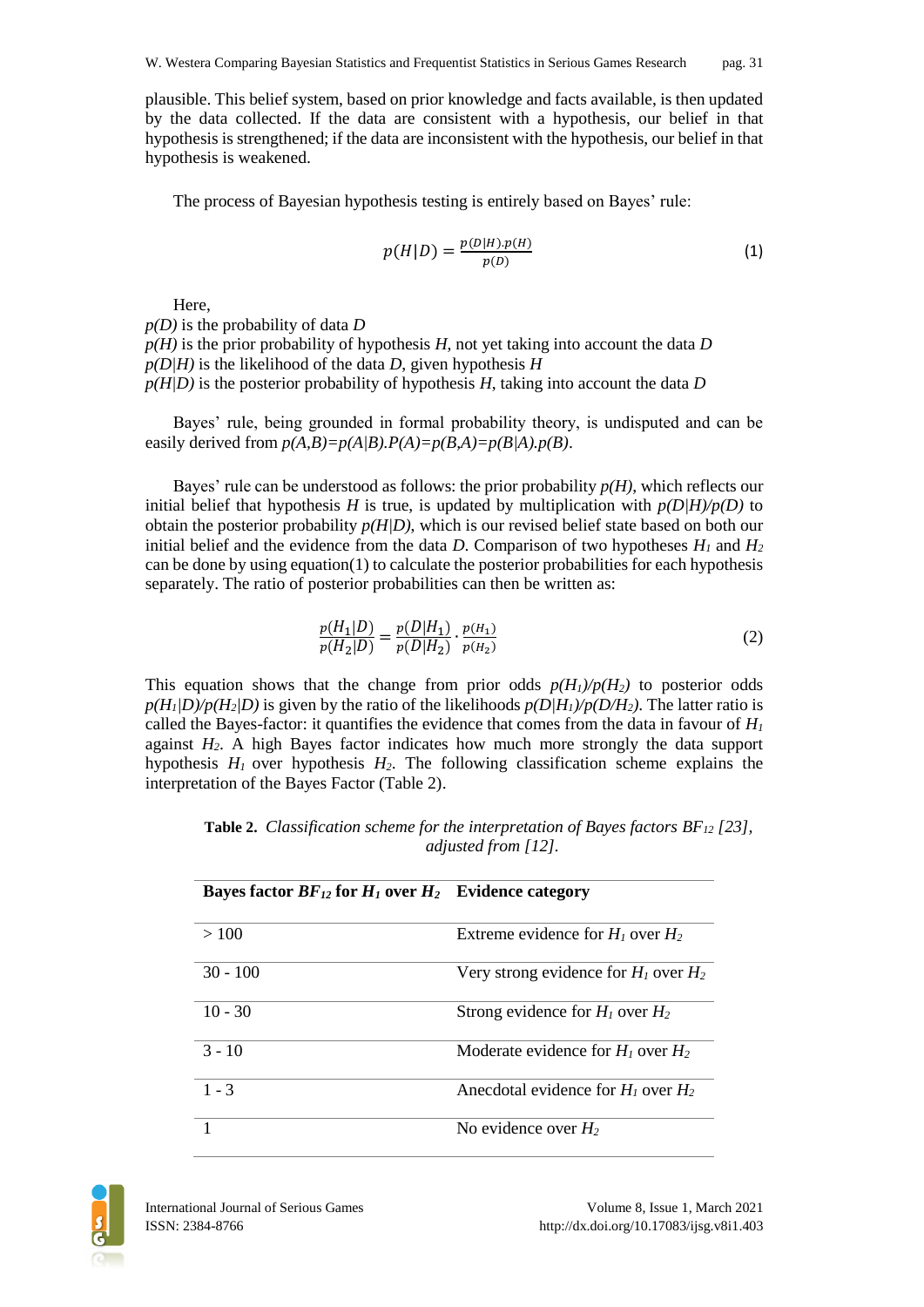plausible. This belief system, based on prior knowledge and facts available, is then updated by the data collected. If the data are consistent with a hypothesis, our belief in that hypothesis is strengthened; if the data are inconsistent with the hypothesis, our belief in that hypothesis is weakened.

The process of Bayesian hypothesis testing is entirely based on Bayes' rule:

$$p(H|D) = \frac{p(D|H).p(H)}{p(D)} \tag{1}$$

Here,
$p(D)$ is the probability of data $D$
$p(H)$ is the prior probability of hypothesis $H$, not yet taking into account the data $D$
$p(D|H)$ is the likelihood of the data $D$, given hypothesis $H$
$p(H|D)$ is the posterior probability of hypothesis $H$, taking into account the data $D$

Bayes' rule, being grounded in formal probability theory, is undisputed and can be easily derived from $p(A,B)=p(A|B).P(A)=p(B,A)=p(B|A).p(B)$.

Bayes' rule can be understood as follows: the prior probability $p(H)$, which reflects our initial belief that hypothesis $H$ is true, is updated by multiplication with $p(D|H)/p(D)$ to obtain the posterior probability $p(H|D)$, which is our revised belief state based on both our initial belief and the evidence from the data $D$. Comparison of two hypotheses $H_1$ and $H_2$ can be done by using equation(1) to calculate the posterior probabilities for each hypothesis separately. The ratio of posterior probabilities can then be written as:

$$\frac{p(H_1|D)}{p(H_2|D)} = \frac{p(D|H_1)}{p(D|H_2)} \cdot \frac{p(H_1)}{p(H_2)} \tag{2}$$

This equation shows that the change from prior odds $p(H_1)/p(H_2)$ to posterior odds $p(H_1|D)/p(H_2|D)$ is given by the ratio of the likelihoods $p(D|H_1)/p(D/H_2)$. The latter ratio is called the Bayes-factor: it quantifies the evidence that comes from the data in favour of $H_1$ against $H_2$. A high Bayes factor indicates how much more strongly the data support hypothesis $H_1$ over hypothesis $H_2$. The following classification scheme explains the interpretation of the Bayes Factor (Table 2).

**Table 2.** *Classification scheme for the interpretation of Bayes factors $BF_{12}$ [23], adjusted from [12].*

| Bayes factor $BF_{12}$ for $H_1$ over $H_2$ | Evidence category |
|---|---|
| > 100 | Extreme evidence for $H_1$ over $H_2$ |
| 30 - 100 | Very strong evidence for $H_1$ over $H_2$ |
| 10 - 30 | Strong evidence for $H_1$ over $H_2$ |
| 3 - 10 | Moderate evidence for $H_1$ over $H_2$ |
| 1 - 3 | Anecdotal evidence for $H_1$ over $H_2$ |
| 1 | No evidence over $H_2$ |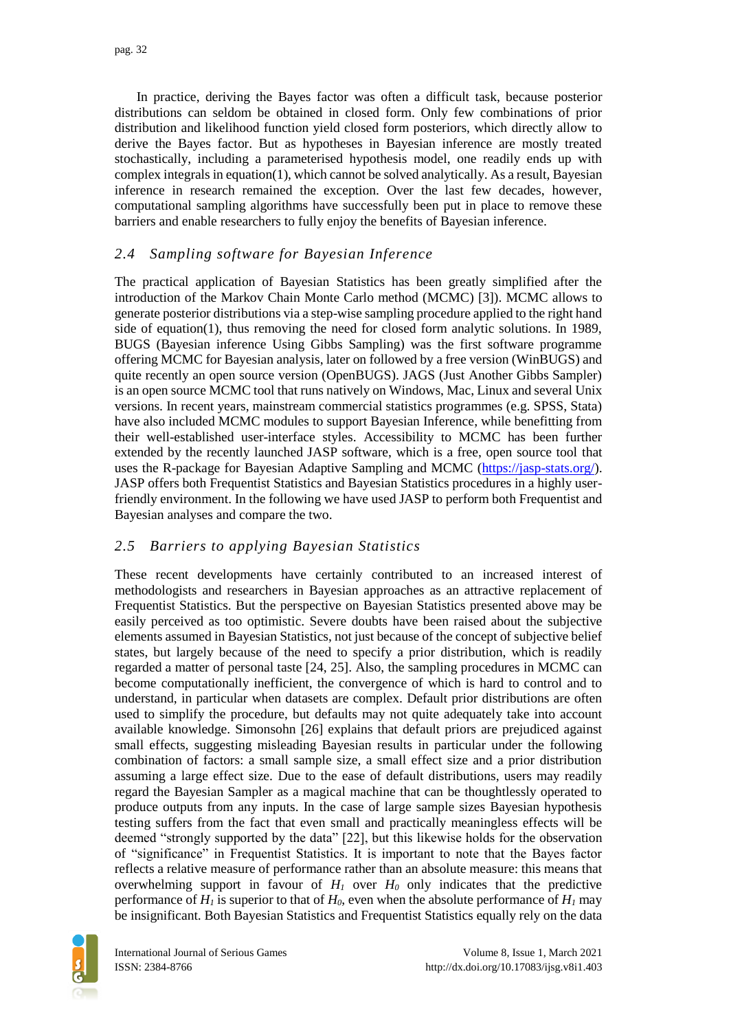In practice, deriving the Bayes factor was often a difficult task, because posterior distributions can seldom be obtained in closed form. Only few combinations of prior distribution and likelihood function yield closed form posteriors, which directly allow to derive the Bayes factor. But as hypotheses in Bayesian inference are mostly treated stochastically, including a parameterised hypothesis model, one readily ends up with complex integrals in equation(1), which cannot be solved analytically. As a result, Bayesian inference in research remained the exception. Over the last few decades, however, computational sampling algorithms have successfully been put in place to remove these barriers and enable researchers to fully enjoy the benefits of Bayesian inference.

### *2.4 Sampling software for Bayesian Inference*

The practical application of Bayesian Statistics has been greatly simplified after the introduction of the Markov Chain Monte Carlo method (MCMC) [3]). MCMC allows to generate posterior distributions via a step-wise sampling procedure applied to the right hand side of equation(1), thus removing the need for closed form analytic solutions. In 1989, BUGS (Bayesian inference Using Gibbs Sampling) was the first software programme offering MCMC for Bayesian analysis, later on followed by a free version (WinBUGS) and quite recently an open source version (OpenBUGS). JAGS (Just Another Gibbs Sampler) is an open source MCMC tool that runs natively on Windows, Mac, Linux and several Unix versions. In recent years, mainstream commercial statistics programmes (e.g. SPSS, Stata) have also included MCMC modules to support Bayesian Inference, while benefitting from their well-established user-interface styles. Accessibility to MCMC has been further extended by the recently launched JASP software, which is a free, open source tool that uses the R-package for Bayesian Adaptive Sampling and MCMC (https://jasp-stats.org/). JASP offers both Frequentist Statistics and Bayesian Statistics procedures in a highly user-friendly environment. In the following we have used JASP to perform both Frequentist and Bayesian analyses and compare the two.

### *2.5 Barriers to applying Bayesian Statistics*

These recent developments have certainly contributed to an increased interest of methodologists and researchers in Bayesian approaches as an attractive replacement of Frequentist Statistics. But the perspective on Bayesian Statistics presented above may be easily perceived as too optimistic. Severe doubts have been raised about the subjective elements assumed in Bayesian Statistics, not just because of the concept of subjective belief states, but largely because of the need to specify a prior distribution, which is readily regarded a matter of personal taste [24, 25]. Also, the sampling procedures in MCMC can become computationally inefficient, the convergence of which is hard to control and to understand, in particular when datasets are complex. Default prior distributions are often used to simplify the procedure, but defaults may not quite adequately take into account available knowledge. Simonsohn [26] explains that default priors are prejudiced against small effects, suggesting misleading Bayesian results in particular under the following combination of factors: a small sample size, a small effect size and a prior distribution assuming a large effect size. Due to the ease of default distributions, users may readily regard the Bayesian Sampler as a magical machine that can be thoughtlessly operated to produce outputs from any inputs. In the case of large sample sizes Bayesian hypothesis testing suffers from the fact that even small and practically meaningless effects will be deemed "strongly supported by the data" [22], but this likewise holds for the observation of "significance" in Frequentist Statistics. It is important to note that the Bayes factor reflects a relative measure of performance rather than an absolute measure: this means that overwhelming support in favour of $H_1$ over $H_0$ only indicates that the predictive performance of $H_1$ is superior to that of $H_0$, even when the absolute performance of $H_1$ may be insignificant. Both Bayesian Statistics and Frequentist Statistics equally rely on the data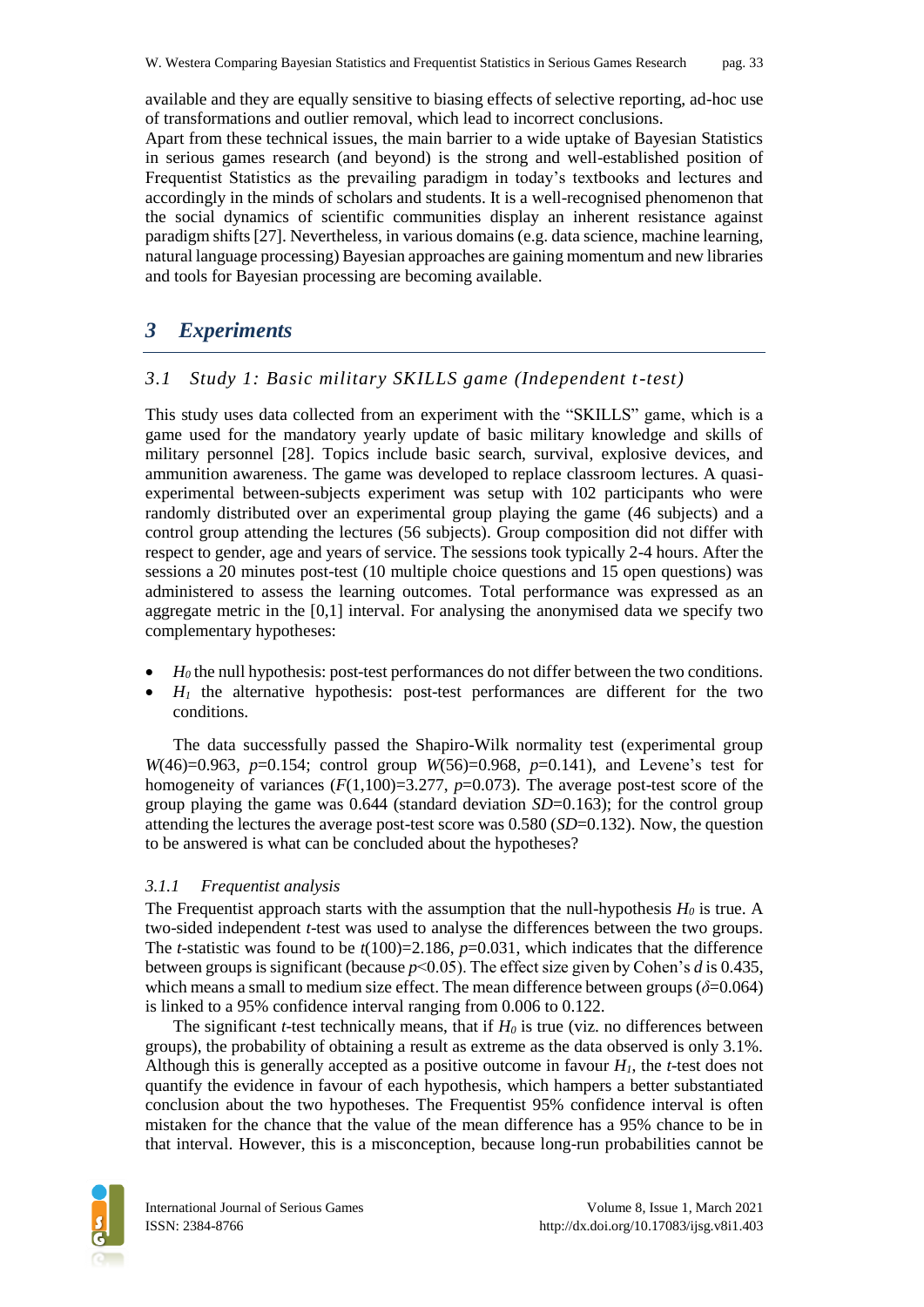available and they are equally sensitive to biasing effects of selective reporting, ad-hoc use of transformations and outlier removal, which lead to incorrect conclusions.
Apart from these technical issues, the main barrier to a wide uptake of Bayesian Statistics in serious games research (and beyond) is the strong and well-established position of Frequentist Statistics as the prevailing paradigm in today's textbooks and lectures and accordingly in the minds of scholars and students. It is a well-recognised phenomenon that the social dynamics of scientific communities display an inherent resistance against paradigm shifts [27]. Nevertheless, in various domains (e.g. data science, machine learning, natural language processing) Bayesian approaches are gaining momentum and new libraries and tools for Bayesian processing are becoming available.

# 3 *Experiments*

## 3.1 *Study 1: Basic military SKILLS game (Independent t-test)*

This study uses data collected from an experiment with the "SKILLS" game, which is a game used for the mandatory yearly update of basic military knowledge and skills of military personnel [28]. Topics include basic search, survival, explosive devices, and ammunition awareness. The game was developed to replace classroom lectures. A quasi-experimental between-subjects experiment was setup with 102 participants who were randomly distributed over an experimental group playing the game (46 subjects) and a control group attending the lectures (56 subjects). Group composition did not differ with respect to gender, age and years of service. The sessions took typically 2-4 hours. After the sessions a 20 minutes post-test (10 multiple choice questions and 15 open questions) was administered to assess the learning outcomes. Total performance was expressed as an aggregate metric in the [0,1] interval. For analysing the anonymised data we specify two complementary hypotheses:

- $H_0$ the null hypothesis: post-test performances do not differ between the two conditions.
- $H_1$ the alternative hypothesis: post-test performances are different for the two conditions.

The data successfully passed the Shapiro-Wilk normality test (experimental group $W(46)=0.963$, $p=0.154$; control group $W(56)=0.968$, $p=0.141$), and Levene's test for homogeneity of variances ($F(1,100)=3.277$, $p=0.073$). The average post-test score of the group playing the game was 0.644 (standard deviation $SD=0.163$); for the control group attending the lectures the average post-test score was 0.580 ($SD=0.132$). Now, the question to be answered is what can be concluded about the hypotheses?

### 3.1.1 *Frequentist analysis*

The Frequentist approach starts with the assumption that the null-hypothesis $H_0$ is true. A two-sided independent *t*-test was used to analyse the differences between the two groups. The *t*-statistic was found to be $t(100)=2.186$, $p=0.031$, which indicates that the difference between groups is significant (because $p<0.05$). The effect size given by Cohen's $d$ is 0.435, which means a small to medium size effect. The mean difference between groups ($\delta=0.064$) is linked to a 95% confidence interval ranging from 0.006 to 0.122.

The significant *t*-test technically means, that if $H_0$ is true (viz. no differences between groups), the probability of obtaining a result as extreme as the data observed is only 3.1%. Although this is generally accepted as a positive outcome in favour $H_1$, the *t*-test does not quantify the evidence in favour of each hypothesis, which hampers a better substantiated conclusion about the two hypotheses. The Frequentist 95% confidence interval is often mistaken for the chance that the value of the mean difference has a 95% chance to be in that interval. However, this is a misconception, because long-run probabilities cannot be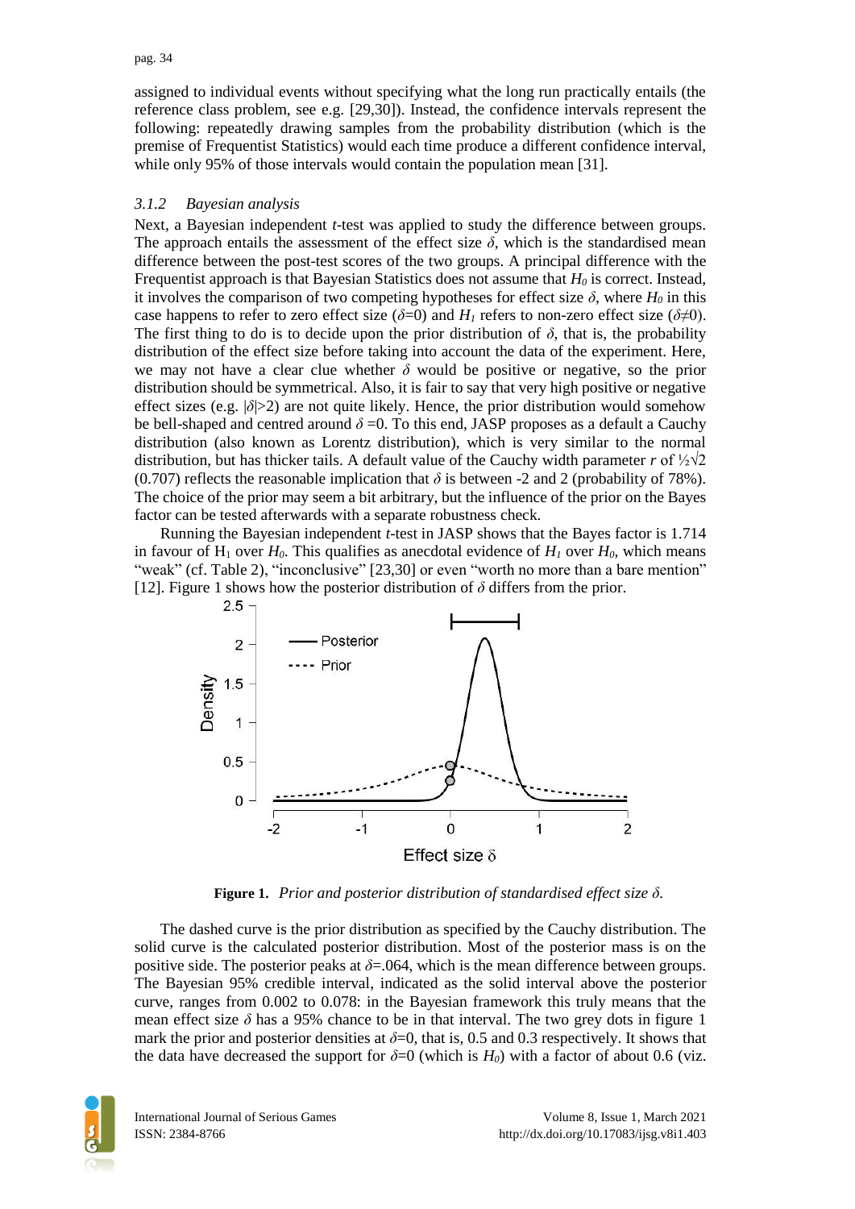assigned to individual events without specifying what the long run practically entails (the reference class problem, see e.g. [29,30]). Instead, the confidence intervals represent the following: repeatedly drawing samples from the probability distribution (which is the premise of Frequentist Statistics) would each time produce a different confidence interval, while only 95% of those intervals would contain the population mean [31].

### *3.1.2 Bayesian analysis*

Next, a Bayesian independent *t*-test was applied to study the difference between groups. The approach entails the assessment of the effect size $\delta$, which is the standardised mean difference between the post-test scores of the two groups. A principal difference with the Frequentist approach is that Bayesian Statistics does not assume that $H_0$ is correct. Instead, it involves the comparison of two competing hypotheses for effect size $\delta$, where $H_0$ in this case happens to refer to zero effect size ($\delta$=0) and $H_1$ refers to non-zero effect size ($\delta \neq 0$). The first thing to do is to decide upon the prior distribution of $\delta$, that is, the probability distribution of the effect size before taking into account the data of the experiment. Here, we may not have a clear clue whether $\delta$ would be positive or negative, so the prior distribution should be symmetrical. Also, it is fair to say that very high positive or negative effect sizes (e.g. $|\delta|>2$) are not quite likely. Hence, the prior distribution would somehow be bell-shaped and centred around $\delta$ =0. To this end, JASP proposes as a default a Cauchy distribution (also known as Lorentz distribution), which is very similar to the normal distribution, but has thicker tails. A default value of the Cauchy width parameter *r* of $\frac{1}{2}\sqrt{2}$ (0.707) reflects the reasonable implication that $\delta$ is between -2 and 2 (probability of 78%). The choice of the prior may seem a bit arbitrary, but the influence of the prior on the Bayes factor can be tested afterwards with a separate robustness check.

Running the Bayesian independent *t*-test in JASP shows that the Bayes factor is 1.714 in favour of $H_1$ over $H_0$. This qualifies as anecdotal evidence of $H_1$ over $H_0$, which means "weak" (cf. Table 2), "inconclusive" [23,30] or even "worth no more than a bare mention" [12]. Figure 1 shows how the posterior distribution of $\delta$ differs from the prior.

**Figure 1.** *Prior and posterior distribution of standardised effect size $\delta$.*

The dashed curve is the prior distribution as specified by the Cauchy distribution. The solid curve is the calculated posterior distribution. Most of the posterior mass is on the positive side. The posterior peaks at $\delta$=.064, which is the mean difference between groups. The Bayesian 95% credible interval, indicated as the solid interval above the posterior curve, ranges from 0.002 to 0.078: in the Bayesian framework this truly means that the mean effect size $\delta$ has a 95% chance to be in that interval. The two grey dots in figure 1 mark the prior and posterior densities at $\delta$=0, that is, 0.5 and 0.3 respectively. It shows that the data have decreased the support for $\delta$=0 (which is $H_0$) with a factor of about 0.6 (viz.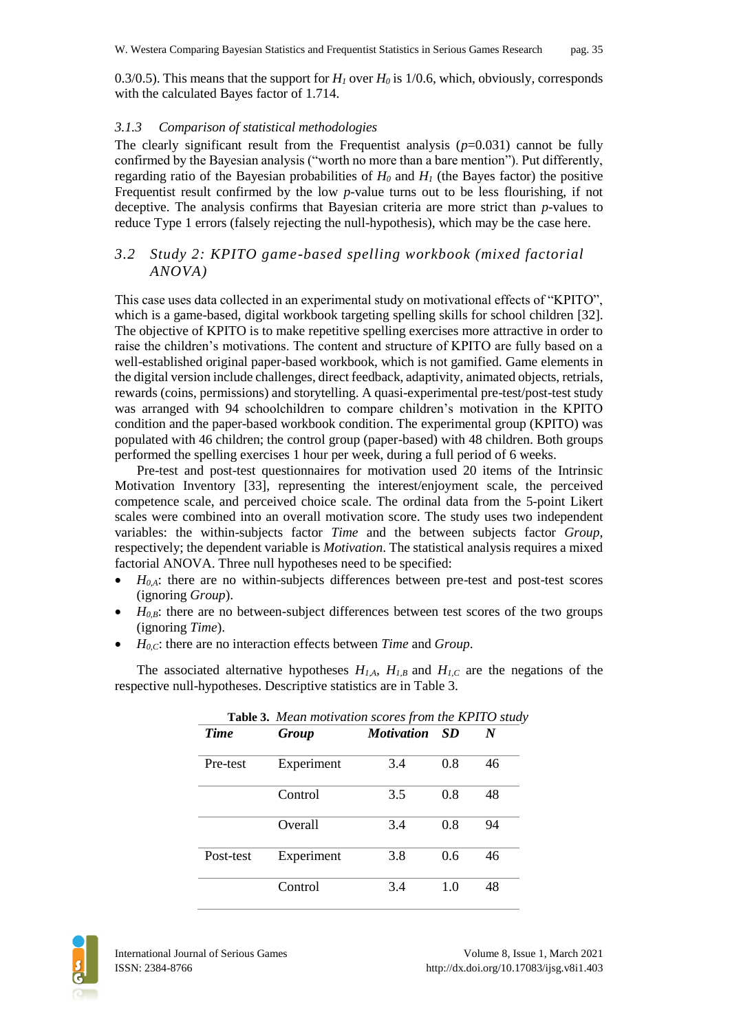0.3/0.5). This means that the support for $H_1$ over $H_0$ is 1/0.6, which, obviously, corresponds with the calculated Bayes factor of 1.714.

#### 3.1.3 Comparison of statistical methodologies

The clearly significant result from the Frequentist analysis ($p$=0.031) cannot be fully confirmed by the Bayesian analysis ("worth no more than a bare mention"). Put differently, regarding ratio of the Bayesian probabilities of $H_0$ and $H_1$ (the Bayes factor) the positive Frequentist result confirmed by the low $p$-value turns out to be less flourishing, if not deceptive. The analysis confirms that Bayesian criteria are more strict than $p$-values to reduce Type 1 errors (falsely rejecting the null-hypothesis), which may be the case here.

### 3.2 Study 2: KPITO game-based spelling workbook (mixed factorial ANOVA)

This case uses data collected in an experimental study on motivational effects of "KPITO", which is a game-based, digital workbook targeting spelling skills for school children [32]. The objective of KPITO is to make repetitive spelling exercises more attractive in order to raise the children's motivations. The content and structure of KPITO are fully based on a well-established original paper-based workbook, which is not gamified. Game elements in the digital version include challenges, direct feedback, adaptivity, animated objects, retrials, rewards (coins, permissions) and storytelling. A quasi-experimental pre-test/post-test study was arranged with 94 schoolchildren to compare children's motivation in the KPITO condition and the paper-based workbook condition. The experimental group (KPITO) was populated with 46 children; the control group (paper-based) with 48 children. Both groups performed the spelling exercises 1 hour per week, during a full period of 6 weeks.

Pre-test and post-test questionnaires for motivation used 20 items of the Intrinsic Motivation Inventory [33], representing the interest/enjoyment scale, the perceived competence scale, and perceived choice scale. The ordinal data from the 5-point Likert scales were combined into an overall motivation score. The study uses two independent variables: the within-subjects factor *Time* and the between subjects factor *Group*, respectively; the dependent variable is *Motivation*. The statistical analysis requires a mixed factorial ANOVA. Three null hypotheses need to be specified:

- $H_{0,A}$: there are no within-subjects differences between pre-test and post-test scores (ignoring *Group*).
- $H_{0,B}$: there are no between-subject differences between test scores of the two groups (ignoring *Time*).
- $H_{0,C}$: there are no interaction effects between *Time* and *Group*.

The associated alternative hypotheses $H_{1,A}$, $H_{1,B}$ and $H_{1,C}$ are the negations of the respective null-hypotheses. Descriptive statistics are in Table 3.

**Table 3.** *Mean motivation scores from the KPITO study*

| *Time* | *Group* | *Motivation* | *SD* | *N* |
|---|---|---|---|---|
| Pre-test | Experiment | 3.4 | 0.8 | 46 |
| | Control | 3.5 | 0.8 | 48 |
| | Overall | 3.4 | 0.8 | 94 |
| Post-test | Experiment | 3.8 | 0.6 | 46 |
| | Control | 3.4 | 1.0 | 48 |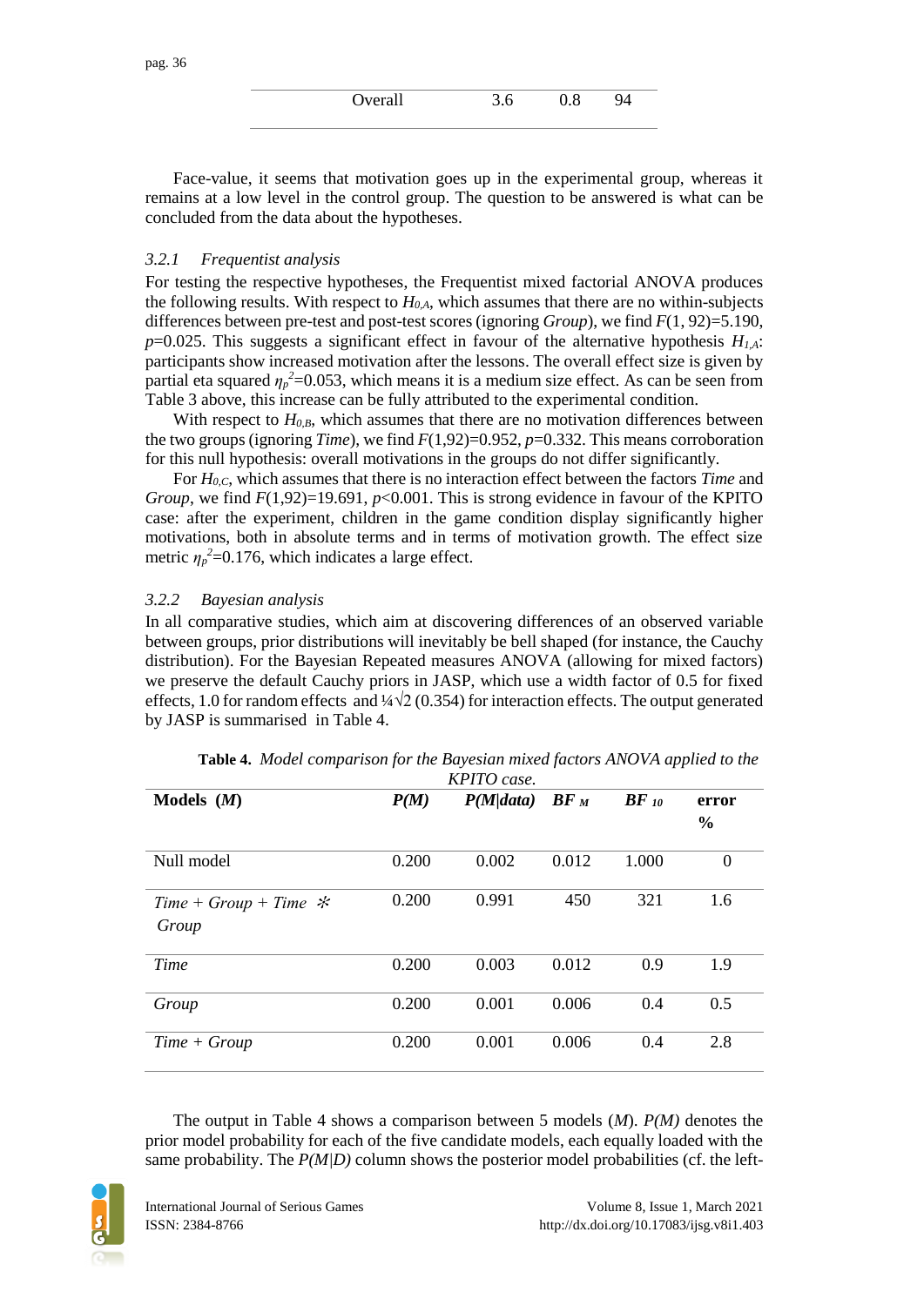| Overall | 3.6 | 0.8 | 94 |
|---|---|---|---|

Face-value, it seems that motivation goes up in the experimental group, whereas it remains at a low level in the control group. The question to be answered is what can be concluded from the data about the hypotheses.

### 3.2.1 *Frequentist analysis*

For testing the respective hypotheses, the Frequentist mixed factorial ANOVA produces the following results. With respect to $H_{0,A}$, which assumes that there are no within-subjects differences between pre-test and post-test scores (ignoring *Group*), we find $F(1, 92)=5.190$, $p=0.025$. This suggests a significant effect in favour of the alternative hypothesis $H_{1,A}$: participants show increased motivation after the lessons. The overall effect size is given by partial eta squared $\eta_p^2=0.053$, which means it is a medium size effect. As can be seen from Table 3 above, this increase can be fully attributed to the experimental condition.

With respect to $H_{0,B}$, which assumes that there are no motivation differences between the two groups (ignoring *Time*), we find $F(1,92)=0.952$, $p=0.332$. This means corroboration for this null hypothesis: overall motivations in the groups do not differ significantly.

For $H_{0,C}$, which assumes that there is no interaction effect between the factors *Time* and *Group*, we find $F(1,92)=19.691$, $p<0.001$. This is strong evidence in favour of the KPITO case: after the experiment, children in the game condition display significantly higher motivations, both in absolute terms and in terms of motivation growth. The effect size metric $\eta_p^2=0.176$, which indicates a large effect.

### 3.2.2 *Bayesian analysis*

In all comparative studies, which aim at discovering differences of an observed variable between groups, prior distributions will inevitably be bell shaped (for instance, the Cauchy distribution). For the Bayesian Repeated measures ANOVA (allowing for mixed factors) we preserve the default Cauchy priors in JASP, which use a width factor of 0.5 for fixed effects, 1.0 for random effects and ¼√2 (0.354) for interaction effects. The output generated by JASP is summarised in Table 4.

**Table 4.** *Model comparison for the Bayesian mixed factors ANOVA applied to the KPITO case.*

| **Models (*M*)** | ***P(M)*** | ***P(M\|data)*** | ***BF*** $_M$ | ***BF*** $_{10}$ | **error %** |
|---|---|---|---|---|---|
| Null model | 0.200 | 0.002 | 0.012 | 1.000 | 0 |
| *Time + Group + Time * Group* | 0.200 | 0.991 | 450 | 321 | 1.6 |
| *Time* | 0.200 | 0.003 | 0.012 | 0.9 | 1.9 |
| *Group* | 0.200 | 0.001 | 0.006 | 0.4 | 0.5 |
| *Time + Group* | 0.200 | 0.001 | 0.006 | 0.4 | 2.8 |

The output in Table 4 shows a comparison between 5 models (*M*). *P(M)* denotes the prior model probability for each of the five candidate models, each equally loaded with the same probability. The *P(M|D)* column shows the posterior model probabilities (cf. the left-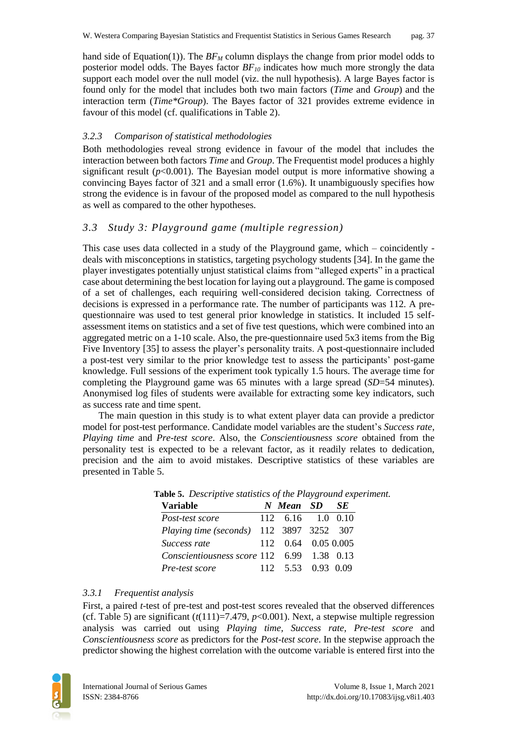hand side of Equation(1)). The $BF_M$ column displays the change from prior model odds to posterior model odds. The Bayes factor $BF_{10}$ indicates how much more strongly the data support each model over the null model (viz. the null hypothesis). A large Bayes factor is found only for the model that includes both two main factors (*Time* and *Group*) and the interaction term (*Time*Group*). The Bayes factor of 321 provides extreme evidence in favour of this model (cf. qualifications in Table 2).

#### 3.2.3 Comparison of statistical methodologies

Both methodologies reveal strong evidence in favour of the model that includes the interaction between both factors *Time* and *Group*. The Frequentist model produces a highly significant result ($p<0.001$). The Bayesian model output is more informative showing a convincing Bayes factor of 321 and a small error (1.6%). It unambiguously specifies how strong the evidence is in favour of the proposed model as compared to the null hypothesis as well as compared to the other hypotheses.

### 3.3 Study 3: Playground game (multiple regression)

This case uses data collected in a study of the Playground game, which – coincidently - deals with misconceptions in statistics, targeting psychology students [34]. In the game the player investigates potentially unjust statistical claims from "alleged experts" in a practical case about determining the best location for laying out a playground. The game is composed of a set of challenges, each requiring well-considered decision taking. Correctness of decisions is expressed in a performance rate. The number of participants was 112. A pre-questionnaire was used to test general prior knowledge in statistics. It included 15 self-assessment items on statistics and a set of five test questions, which were combined into an aggregated metric on a 1-10 scale. Also, the pre-questionnaire used 5x3 items from the Big Five Inventory [35] to assess the player's personality traits. A post-questionnaire included a post-test very similar to the prior knowledge test to assess the participants' post-game knowledge. Full sessions of the experiment took typically 1.5 hours. The average time for completing the Playground game was 65 minutes with a large spread ($SD$=54 minutes). Anonymised log files of students were available for extracting some key indicators, such as success rate and time spent.

The main question in this study is to what extent player data can provide a predictor model for post-test performance. Candidate model variables are the student's *Success rate*, *Playing time* and *Pre-test score*. Also, the *Conscientiousness score* obtained from the personality test is expected to be a relevant factor, as it readily relates to dedication, precision and the aim to avoid mistakes. Descriptive statistics of these variables are presented in Table 5.

**Table 5.** *Descriptive statistics of the Playground experiment.*

| Variable | *N* | *Mean* | *SD* | *SE* |
|---|---|---|---|---|
| *Post-test score* | 112 | 6.16 | 1.0 | 0.10 |
| *Playing time (seconds)* | 112 | 3897 | 3252 | 307 |
| *Success rate* | 112 | 0.64 | 0.05 | 0.005 |
| *Conscientiousness score* | 112 | 6.99 | 1.38 | 0.13 |
| *Pre-test score* | 112 | 5.53 | 0.93 | 0.09 |

#### 3.3.1 Frequentist analysis

First, a paired $t$-test of pre-test and post-test scores revealed that the observed differences (cf. Table 5) are significant ($t(111)=7.479$, $p<0.001$). Next, a stepwise multiple regression analysis was carried out using *Playing time*, *Success rate*, *Pre-test score* and *Conscientiousness score* as predictors for the *Post-test score*. In the stepwise approach the predictor showing the highest correlation with the outcome variable is entered first into the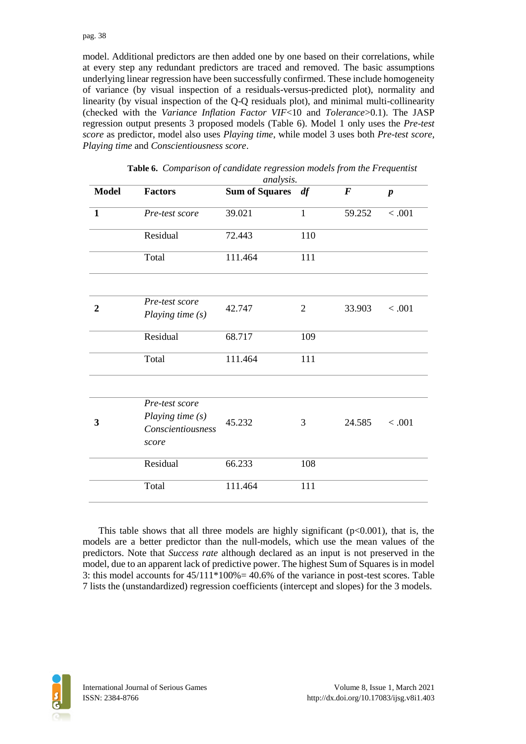model. Additional predictors are then added one by one based on their correlations, while at every step any redundant predictors are traced and removed. The basic assumptions underlying linear regression have been successfully confirmed. These include homogeneity of variance (by visual inspection of a residuals-versus-predicted plot), normality and linearity (by visual inspection of the Q-Q residuals plot), and minimal multi-collinearity (checked with the *Variance Inflation Factor VIF*<10 and *Tolerance*>0.1). The JASP regression output presents 3 proposed models (Table 6). Model 1 only uses the *Pre-test score* as predictor, model also uses *Playing time*, while model 3 uses both *Pre-test score*, *Playing time* and *Conscientiousness score*.

**Table 6.** *Comparison of candidate regression models from the Frequentist analysis.*

| Model | Factors | Sum of Squares | *df* | *F* | *p* |
|---|---|---|---|---|---|
| **1** | *Pre-test score* | 39.021 | 1 | 59.252 | < .001 |
| | Residual | 72.443 | 110 | | |
| | Total | 111.464 | 111 | | |
| **2** | *Pre-test score* <br> *Playing time (s)* | 42.747 | 2 | 33.903 | < .001 |
| | Residual | 68.717 | 109 | | |
| | Total | 111.464 | 111 | | |
| **3** | *Pre-test score* <br> *Playing time (s)* <br> *Conscientiousness score* | 45.232 | 3 | 24.585 | < .001 |
| | Residual | 66.233 | 108 | | |
| | Total | 111.464 | 111 | | |

This table shows that all three models are highly significant ($p<0.001$), that is, the models are a better predictor than the null-models, which use the mean values of the predictors. Note that *Success rate* although declared as an input is not preserved in the model, due to an apparent lack of predictive power. The highest Sum of Squares is in model 3: this model accounts for 45/111*100%= 40.6% of the variance in post-test scores. Table 7 lists the (unstandardized) regression coefficients (intercept and slopes) for the 3 models.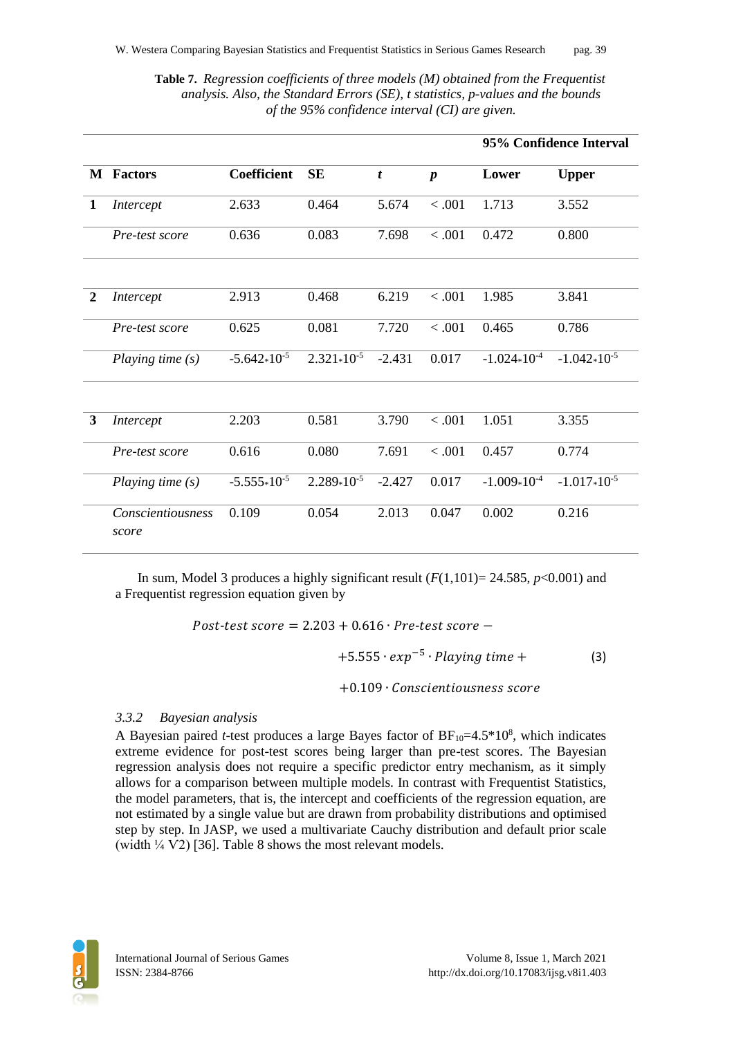**Table 7.** *Regression coefficients of three models (M) obtained from the Frequentist analysis. Also, the Standard Errors (SE), t statistics, p-values and the bounds of the 95% confidence interval (CI) are given.*

| | | | | | | 95% Confidence Interval | |
|---|---|---|---|---|---|---|---|
| **M** | **Factors** | **Coefficient** | **SE** | ***t*** | ***p*** | **Lower** | **Upper** |
| **1** | *Intercept* | 2.633 | 0.464 | 5.674 | < .001 | 1.713 | 3.552 |
| | *Pre-test score* | 0.636 | 0.083 | 7.698 | < .001 | 0.472 | 0.800 |
| **2** | *Intercept* | 2.913 | 0.468 | 6.219 | < .001 | 1.985 | 3.841 |
| | *Pre-test score* | 0.625 | 0.081 | 7.720 | < .001 | 0.465 | 0.786 |
| | *Playing time (s)* | $-5.642{\cdot}10^{-5}$ | $2.321{\cdot}10^{-5}$ | -2.431 | 0.017 | $-1.024{\cdot}10^{-4}$ | $-1.042{\cdot}10^{-5}$ |
| **3** | *Intercept* | 2.203 | 0.581 | 3.790 | < .001 | 1.051 | 3.355 |
| | *Pre-test score* | 0.616 | 0.080 | 7.691 | < .001 | 0.457 | 0.774 |
| | *Playing time (s)* | $-5.555{\cdot}10^{-5}$ | $2.289{\cdot}10^{-5}$ | -2.427 | 0.017 | $-1.009{\cdot}10^{-4}$ | $-1.017{\cdot}10^{-5}$ |
| | *Conscientiousness score* | 0.109 | 0.054 | 2.013 | 0.047 | 0.002 | 0.216 |

In sum, Model 3 produces a highly significant result ($F(1,101)= 24.585$, $p<0.001$) and a Frequentist regression equation given by

$$Post\text{-}test\ score = 2.203 + 0.616 \cdot Pre\text{-}test\ score - \\ +5.555 \cdot exp^{-5} \cdot Playing\ time + \\ +0.109 \cdot Conscientiousness\ score \qquad (3)$$

### *3.3.2 Bayesian analysis*

A Bayesian paired *t*-test produces a large Bayes factor of $BF_{10}=4.5*10^8$, which indicates extreme evidence for post-test scores being larger than pre-test scores. The Bayesian regression analysis does not require a specific predictor entry mechanism, as it simply allows for a comparison between multiple models. In contrast with Frequentist Statistics, the model parameters, that is, the intercept and coefficients of the regression equation, are not estimated by a single value but are drawn from probability distributions and optimised step by step. In JASP, we used a multivariate Cauchy distribution and default prior scale (width ¼ √2) [36]. Table 8 shows the most relevant models.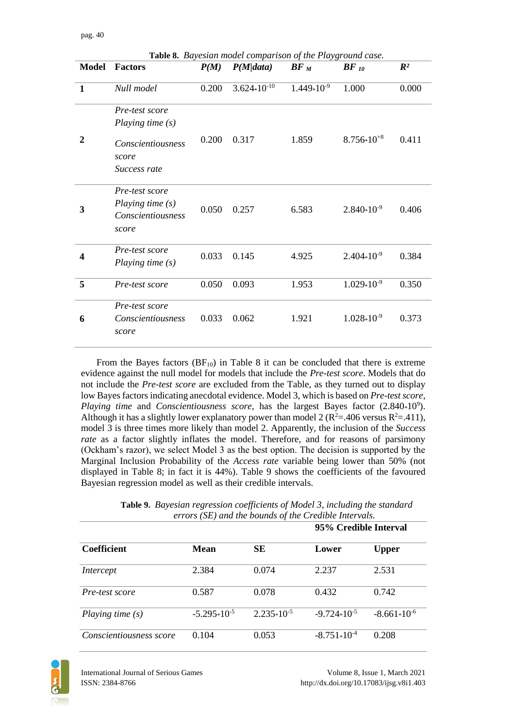**Table 8.** *Bayesian model comparison of the Playground case.*

| Model | Factors | *P(M)* | *P(M\|data)* | $BF_M$ | $BF_{10}$ | $R^2$ |
|---|---|---|---|---|---|---|
| **1** | *Null model* | 0.200 | $3.624{\cdot}10^{-10}$ | $1.449{\cdot}10^{-9}$ | 1.000 | 0.000 |
| **2** | *Pre-test score* <br> *Playing time (s)* <br> *Conscientiousness score* <br> *Success rate* | 0.200 | 0.317 | 1.859 | $8.756{\cdot}10^{+8}$ | 0.411 |
| **3** | *Pre-test score* <br> *Playing time (s)* <br> *Conscientiousness score* | 0.050 | 0.257 | 6.583 | $2.840{\cdot}10^{-9}$ | 0.406 |
| **4** | *Pre-test score* <br> *Playing time (s)* | 0.033 | 0.145 | 4.925 | $2.404{\cdot}10^{-9}$ | 0.384 |
| **5** | *Pre-test score* | 0.050 | 0.093 | 1.953 | $1.029{\cdot}10^{-9}$ | 0.350 |
| **6** | *Pre-test score* <br> *Conscientiousness score* | 0.033 | 0.062 | 1.921 | $1.028{\cdot}10^{-9}$ | 0.373 |

From the Bayes factors ($BF_{10}$) in Table 8 it can be concluded that there is extreme evidence against the null model for models that include the *Pre-test score*. Models that do not include the *Pre-test score* are excluded from the Table, as they turned out to display low Bayes factors indicating anecdotal evidence. Model 3, which is based on *Pre-test score*, *Playing time* and *Conscientiousness score*, has the largest Bayes factor ($2.840{\cdot}10^{9}$). Although it has a slightly lower explanatory power than model 2 ($R^2$=.406 versus $R^2$=.411), model 3 is three times more likely than model 2. Apparently, the inclusion of the *Success rate* as a factor slightly inflates the model. Therefore, and for reasons of parsimony (Ockham's razor), we select Model 3 as the best option. The decision is supported by the Marginal Inclusion Probability of the *Access rate* variable being lower than 50% (not displayed in Table 8; in fact it is 44%). Table 9 shows the coefficients of the favoured Bayesian regression model as well as their credible intervals.

**Table 9.** *Bayesian regression coefficients of Model 3, including the standard errors (SE) and the bounds of the Credible Intervals.*

| | | | 95% Credible Interval | |
|---|---|---|---|---|
| **Coefficient** | **Mean** | **SE** | **Lower** | **Upper** |
| *Intercept* | 2.384 | 0.074 | 2.237 | 2.531 |
| *Pre-test score* | 0.587 | 0.078 | 0.432 | 0.742 |
| *Playing time (s)* | $-5.295{\cdot}10^{-5}$ | $2.235{\cdot}10^{-5}$ | $-9.724{\cdot}10^{-5}$ | $-8.661{\cdot}10^{-6}$ |
| *Conscientiousness score* | 0.104 | 0.053 | $-8.751{\cdot}10^{-4}$ | 0.208 |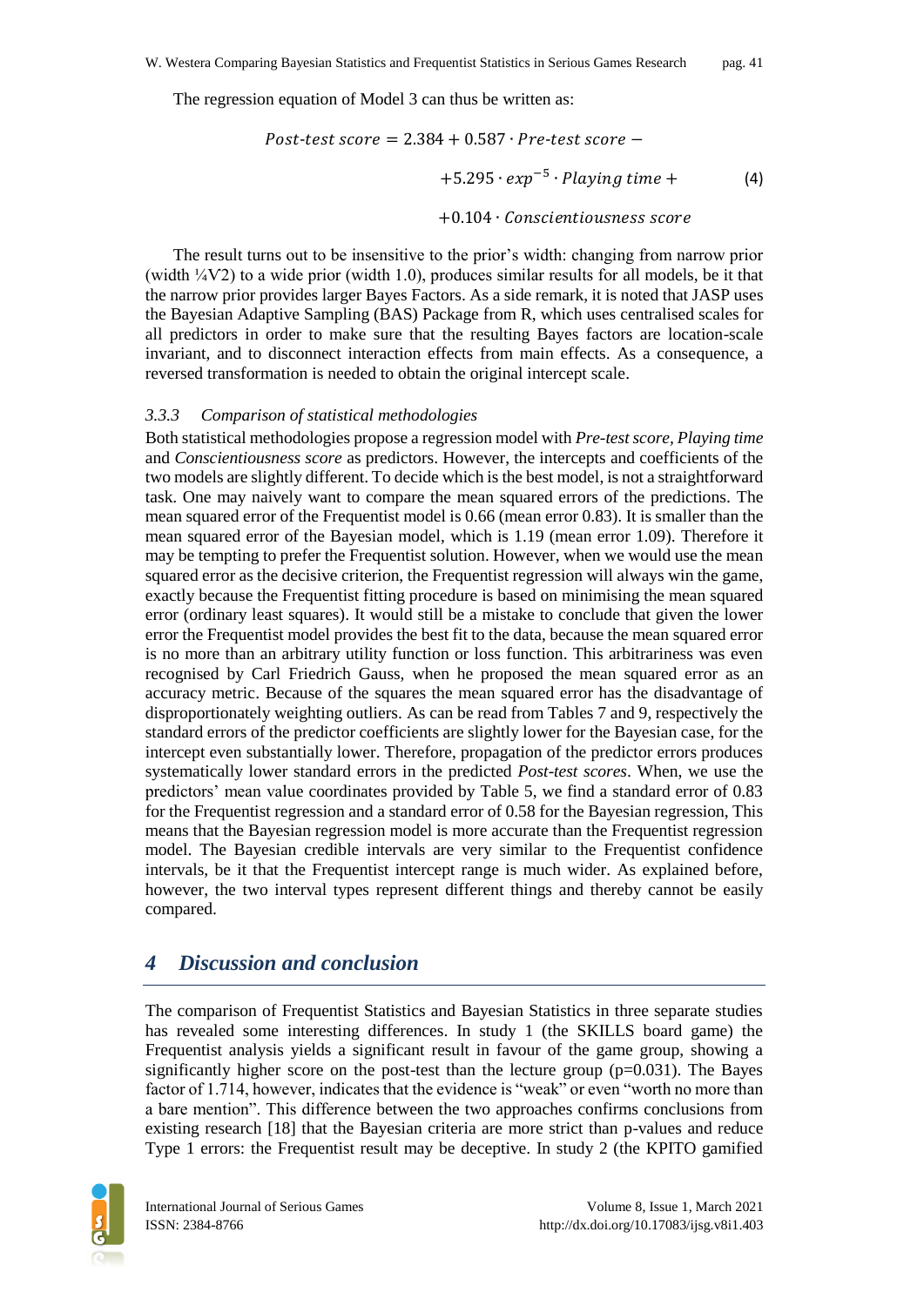The regression equation of Model 3 can thus be written as:

$$Post\text{-}test\ score = 2.384 + 0.587 \cdot Pre\text{-}test\ score - \\ +5.295 \cdot exp^{-5} \cdot Playing\ time + \\ +0.104 \cdot Conscientiousness\ score \tag{4}$$

The result turns out to be insensitive to the prior's width: changing from narrow prior (width ¼√2) to a wide prior (width 1.0), produces similar results for all models, be it that the narrow prior provides larger Bayes Factors. As a side remark, it is noted that JASP uses the Bayesian Adaptive Sampling (BAS) Package from R, which uses centralised scales for all predictors in order to make sure that the resulting Bayes factors are location-scale invariant, and to disconnect interaction effects from main effects. As a consequence, a reversed transformation is needed to obtain the original intercept scale.

### *3.3.3 Comparison of statistical methodologies*

Both statistical methodologies propose a regression model with *Pre-test score*, *Playing time* and *Conscientiousness score* as predictors. However, the intercepts and coefficients of the two models are slightly different. To decide which is the best model, is not a straightforward task. One may naively want to compare the mean squared errors of the predictions. The mean squared error of the Frequentist model is 0.66 (mean error 0.83). It is smaller than the mean squared error of the Bayesian model, which is 1.19 (mean error 1.09). Therefore it may be tempting to prefer the Frequentist solution. However, when we would use the mean squared error as the decisive criterion, the Frequentist regression will always win the game, exactly because the Frequentist fitting procedure is based on minimising the mean squared error (ordinary least squares). It would still be a mistake to conclude that given the lower error the Frequentist model provides the best fit to the data, because the mean squared error is no more than an arbitrary utility function or loss function. This arbitrariness was even recognised by Carl Friedrich Gauss, when he proposed the mean squared error as an accuracy metric. Because of the squares the mean squared error has the disadvantage of disproportionately weighting outliers. As can be read from Tables 7 and 9, respectively the standard errors of the predictor coefficients are slightly lower for the Bayesian case, for the intercept even substantially lower. Therefore, propagation of the predictor errors produces systematically lower standard errors in the predicted *Post-test scores*. When, we use the predictors' mean value coordinates provided by Table 5, we find a standard error of 0.83 for the Frequentist regression and a standard error of 0.58 for the Bayesian regression, This means that the Bayesian regression model is more accurate than the Frequentist regression model. The Bayesian credible intervals are very similar to the Frequentist confidence intervals, be it that the Frequentist intercept range is much wider. As explained before, however, the two interval types represent different things and thereby cannot be easily compared.

## 4 Discussion and conclusion

The comparison of Frequentist Statistics and Bayesian Statistics in three separate studies has revealed some interesting differences. In study 1 (the SKILLS board game) the Frequentist analysis yields a significant result in favour of the game group, showing a significantly higher score on the post-test than the lecture group ($p=0.031$). The Bayes factor of 1.714, however, indicates that the evidence is "weak" or even "worth no more than a bare mention". This difference between the two approaches confirms conclusions from existing research [18] that the Bayesian criteria are more strict than p-values and reduce Type 1 errors: the Frequentist result may be deceptive. In study 2 (the KPITO gamified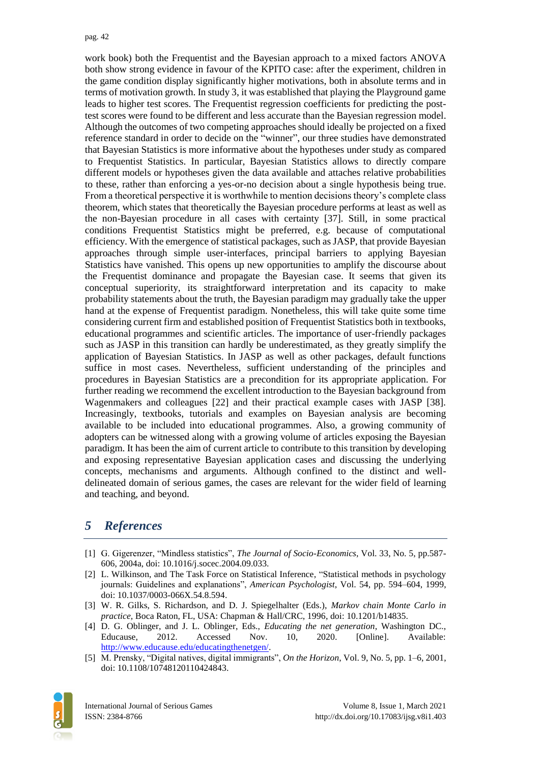work book) both the Frequentist and the Bayesian approach to a mixed factors ANOVA both show strong evidence in favour of the KPITO case: after the experiment, children in the game condition display significantly higher motivations, both in absolute terms and in terms of motivation growth. In study 3, it was established that playing the Playground game leads to higher test scores. The Frequentist regression coefficients for predicting the post-test scores were found to be different and less accurate than the Bayesian regression model. Although the outcomes of two competing approaches should ideally be projected on a fixed reference standard in order to decide on the "winner", our three studies have demonstrated that Bayesian Statistics is more informative about the hypotheses under study as compared to Frequentist Statistics. In particular, Bayesian Statistics allows to directly compare different models or hypotheses given the data available and attaches relative probabilities to these, rather than enforcing a yes-or-no decision about a single hypothesis being true. From a theoretical perspective it is worthwhile to mention decisions theory's complete class theorem, which states that theoretically the Bayesian procedure performs at least as well as the non-Bayesian procedure in all cases with certainty [37]. Still, in some practical conditions Frequentist Statistics might be preferred, e.g. because of computational efficiency. With the emergence of statistical packages, such as JASP, that provide Bayesian approaches through simple user-interfaces, principal barriers to applying Bayesian Statistics have vanished. This opens up new opportunities to amplify the discourse about the Frequentist dominance and propagate the Bayesian case. It seems that given its conceptual superiority, its straightforward interpretation and its capacity to make probability statements about the truth, the Bayesian paradigm may gradually take the upper hand at the expense of Frequentist paradigm. Nonetheless, this will take quite some time considering current firm and established position of Frequentist Statistics both in textbooks, educational programmes and scientific articles. The importance of user-friendly packages such as JASP in this transition can hardly be underestimated, as they greatly simplify the application of Bayesian Statistics. In JASP as well as other packages, default functions suffice in most cases. Nevertheless, sufficient understanding of the principles and procedures in Bayesian Statistics are a precondition for its appropriate application. For further reading we recommend the excellent introduction to the Bayesian background from Wagenmakers and colleagues [22] and their practical example cases with JASP [38]. Increasingly, textbooks, tutorials and examples on Bayesian analysis are becoming available to be included into educational programmes. Also, a growing community of adopters can be witnessed along with a growing volume of articles exposing the Bayesian paradigm. It has been the aim of current article to contribute to this transition by developing and exposing representative Bayesian application cases and discussing the underlying concepts, mechanisms and arguments. Although confined to the distinct and well-delineated domain of serious games, the cases are relevant for the wider field of learning and teaching, and beyond.

## 5 References

[1] G. Gigerenzer, "Mindless statistics", *The Journal of Socio-Economics*, Vol. 33, No. 5, pp.587-606, 2004a, doi: 10.1016/j.socec.2004.09.033.

[2] L. Wilkinson, and The Task Force on Statistical Inference, "Statistical methods in psychology journals: Guidelines and explanations", *American Psychologist*, Vol. 54, pp. 594–604, 1999, doi: 10.1037/0003-066X.54.8.594.

[3] W. R. Gilks, S. Richardson, and D. J. Spiegelhalter (Eds.), *Markov chain Monte Carlo in practice*, Boca Raton, FL, USA: Chapman & Hall/CRC, 1996, doi: 10.1201/b14835.

[4] D. G. Oblinger, and J. L. Oblinger, Eds., *Educating the net generation*, Washington DC., Educause, 2012. Accessed Nov. 10, 2020. [Online]. Available: http://www.educause.edu/educatingthenetgen/.

[5] M. Prensky, "Digital natives, digital immigrants", *On the Horizon*, Vol. 9, No. 5, pp. 1–6, 2001, doi: 10.1108/10748120110424843.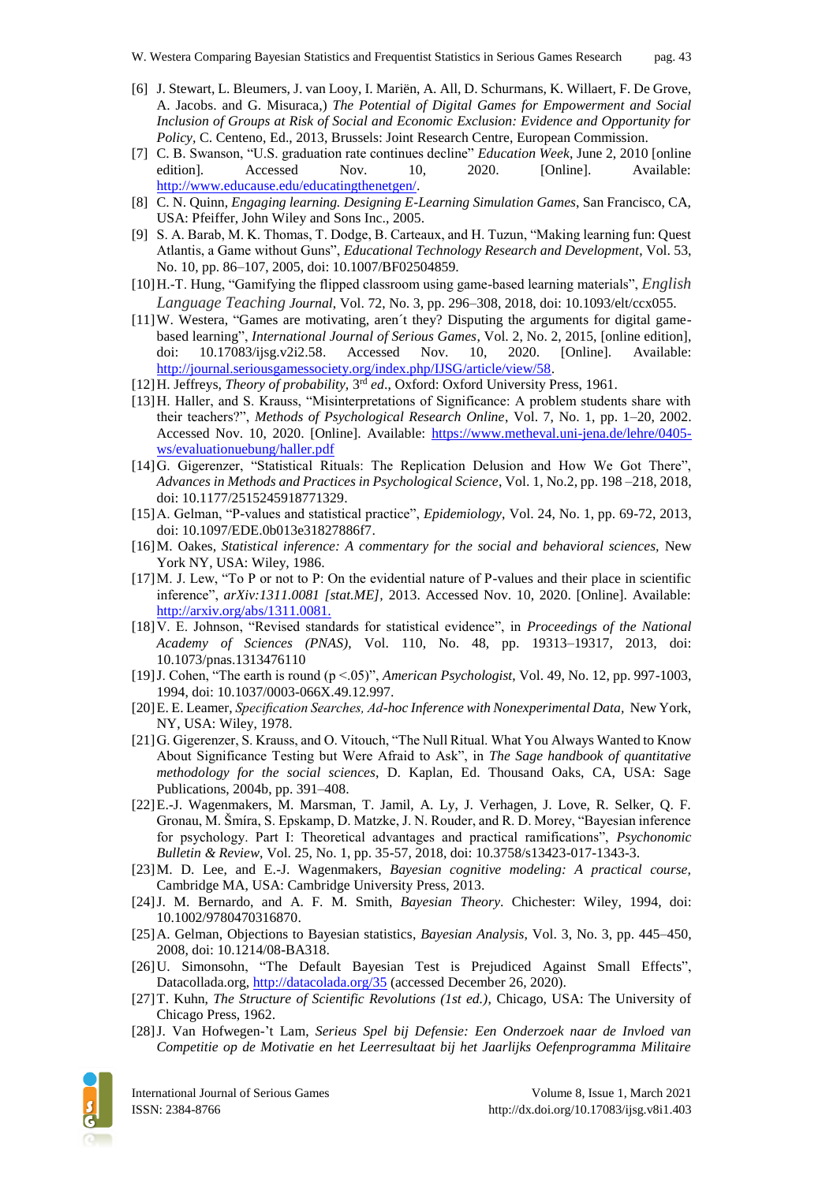[6] J. Stewart, L. Bleumers, J. van Looy, I. Mariën, A. All, D. Schurmans, K. Willaert, F. De Grove, A. Jacobs. and G. Misuraca,) *The Potential of Digital Games for Empowerment and Social Inclusion of Groups at Risk of Social and Economic Exclusion: Evidence and Opportunity for Policy*, C. Centeno, Ed., 2013, Brussels: Joint Research Centre, European Commission.

[7] C. B. Swanson, "U.S. graduation rate continues decline" *Education Week*, June 2, 2010 [online edition]. Accessed Nov. 10, 2020. [Online]. Available: http://www.educause.edu/educatingthenetgen/.

[8] C. N. Quinn, *Engaging learning. Designing E-Learning Simulation Games*, San Francisco, CA, USA: Pfeiffer, John Wiley and Sons Inc., 2005.

[9] S. A. Barab, M. K. Thomas, T. Dodge, B. Carteaux, and H. Tuzun, "Making learning fun: Quest Atlantis, a Game without Guns", *Educational Technology Research and Development*, Vol. 53, No. 10, pp. 86–107, 2005, doi: 10.1007/BF02504859.

[10] H.-T. Hung, "Gamifying the flipped classroom using game-based learning materials", *English Language Teaching Journal*, Vol. 72, No. 3, pp. 296–308, 2018, doi: 10.1093/elt/ccx055.

[11] W. Westera, "Games are motivating, aren´t they? Disputing the arguments for digital game-based learning", *International Journal of Serious Games*, Vol. 2, No. 2, 2015, [online edition], doi: 10.17083/ijsg.v2i2.58. Accessed Nov. 10, 2020. [Online]. Available: http://journal.seriousgamessociety.org/index.php/IJSG/article/view/58.

[12] H. Jeffreys, *Theory of probability, 3rd ed*., Oxford: Oxford University Press, 1961.

[13] H. Haller, and S. Krauss, "Misinterpretations of Significance: A problem students share with their teachers?", *Methods of Psychological Research Online*, Vol. 7, No. 1, pp. 1–20, 2002. Accessed Nov. 10, 2020. [Online]. Available: https://www.metheval.uni-jena.de/lehre/0405-ws/evaluationuebung/haller.pdf

[14] G. Gigerenzer, "Statistical Rituals: The Replication Delusion and How We Got There", *Advances in Methods and Practices in Psychological Science*, Vol. 1, No.2, pp. 198 –218, 2018, doi: 10.1177/2515245918771329.

[15] A. Gelman, "P-values and statistical practice", *Epidemiology*, Vol. 24, No. 1, pp. 69-72, 2013, doi: 10.1097/EDE.0b013e31827886f7.

[16] M. Oakes, *Statistical inference: A commentary for the social and behavioral sciences*, New York NY, USA: Wiley, 1986.

[17] M. J. Lew, "To P or not to P: On the evidential nature of P-values and their place in scientific inference", *arXiv:1311.0081 [stat.ME]*, 2013. Accessed Nov. 10, 2020. [Online]. Available: http://arxiv.org/abs/1311.0081.

[18] V. E. Johnson, "Revised standards for statistical evidence", in *Proceedings of the National Academy of Sciences (PNAS)*, Vol. 110, No. 48, pp. 19313–19317, 2013, doi: 10.1073/pnas.1313476110

[19] J. Cohen, "The earth is round (p <.05)", *American Psychologist*, Vol. 49, No. 12, pp. 997-1003, 1994, doi: 10.1037/0003-066X.49.12.997.

[20] E. E. Leamer, *Specification Searches, Ad-hoc Inference with Nonexperimental Data*, New York, NY, USA: Wiley, 1978.

[21] G. Gigerenzer, S. Krauss, and O. Vitouch, "The Null Ritual. What You Always Wanted to Know About Significance Testing but Were Afraid to Ask", in *The Sage handbook of quantitative methodology for the social sciences*, D. Kaplan, Ed. Thousand Oaks, CA, USA: Sage Publications, 2004b, pp. 391–408.

[22] E.-J. Wagenmakers, M. Marsman, T. Jamil, A. Ly, J. Verhagen, J. Love, R. Selker, Q. F. Gronau, M. Šmíra, S. Epskamp, D. Matzke, J. N. Rouder, and R. D. Morey, "Bayesian inference for psychology. Part I: Theoretical advantages and practical ramifications", *Psychonomic Bulletin & Review*, Vol. 25, No. 1, pp. 35-57, 2018, doi: 10.3758/s13423-017-1343-3.

[23] M. D. Lee, and E.-J. Wagenmakers, *Bayesian cognitive modeling: A practical course*, Cambridge MA, USA: Cambridge University Press, 2013.

[24] J. M. Bernardo, and A. F. M. Smith, *Bayesian Theory*. Chichester: Wiley, 1994, doi: 10.1002/9780470316870.

[25] A. Gelman, Objections to Bayesian statistics, *Bayesian Analysis*, Vol. 3, No. 3, pp. 445–450, 2008, doi: 10.1214/08-BA318.

[26] U. Simonsohn, "The Default Bayesian Test is Prejudiced Against Small Effects", Datacollada.org, http://datacolada.org/35 (accessed December 26, 2020).

[27] T. Kuhn, *The Structure of Scientific Revolutions (1st ed.)*, Chicago, USA: The University of Chicago Press, 1962.

[28] J. Van Hofwegen-'t Lam, *Serieus Spel bij Defensie: Een Onderzoek naar de Invloed van Competitie op de Motivatie en het Leerresultaat bij het Jaarlijks Oefenprogramma Militaire*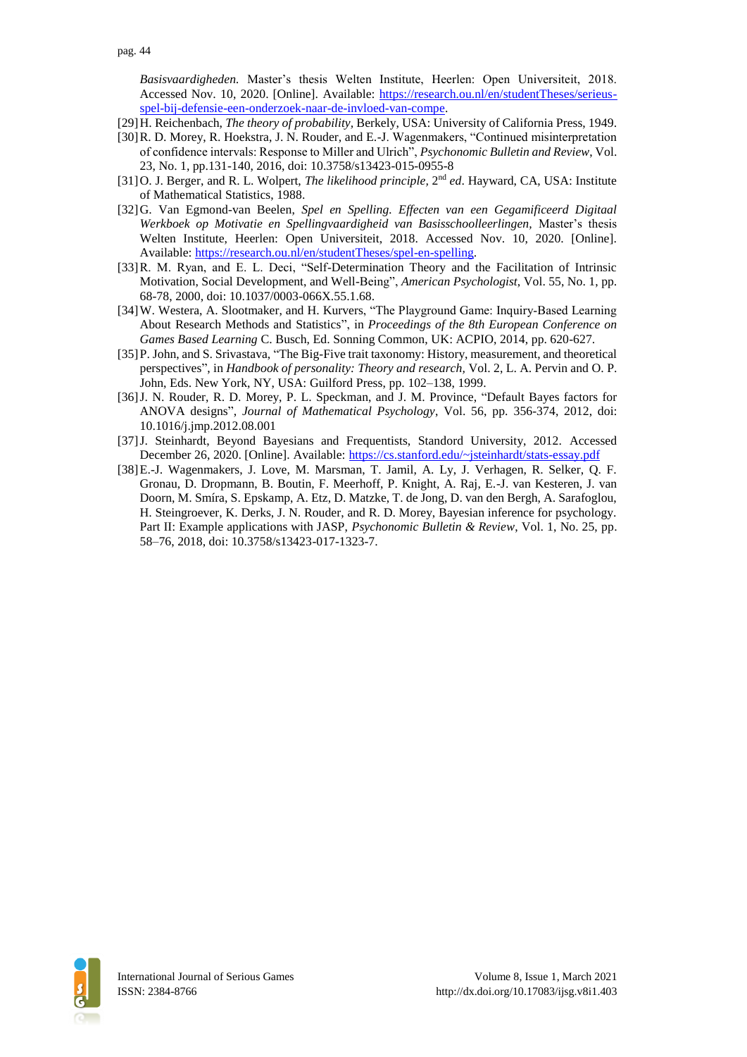*Basisvaardigheden.* Master's thesis Welten Institute, Heerlen: Open Universiteit, 2018. Accessed Nov. 10, 2020. [Online]. Available: https://research.ou.nl/en/studentTheses/serieus-spel-bij-defensie-een-onderzoek-naar-de-invloed-van-compe.

[29] H. Reichenbach, *The theory of probability*, Berkely, USA: University of California Press, 1949.

[30] R. D. Morey, R. Hoekstra, J. N. Rouder, and E.-J. Wagenmakers, "Continued misinterpretation of confidence intervals: Response to Miller and Ulrich", *Psychonomic Bulletin and Review*, Vol. 23, No. 1, pp.131-140, 2016, doi: 10.3758/s13423-015-0955-8

[31] O. J. Berger, and R. L. Wolpert, *The likelihood principle*, 2nd *ed*. Hayward, CA, USA: Institute of Mathematical Statistics, 1988.

[32] G. Van Egmond-van Beelen, *Spel en Spelling. Effecten van een Gegamificeerd Digitaal Werkboek op Motivatie en Spellingvaardigheid van Basisschoolleerlingen*, Master's thesis Welten Institute, Heerlen: Open Universiteit, 2018. Accessed Nov. 10, 2020. [Online]. Available: https://research.ou.nl/en/studentTheses/spel-en-spelling.

[33] R. M. Ryan, and E. L. Deci, "Self-Determination Theory and the Facilitation of Intrinsic Motivation, Social Development, and Well-Being", *American Psychologist*, Vol. 55, No. 1, pp. 68-78, 2000, doi: 10.1037/0003-066X.55.1.68.

[34] W. Westera, A. Slootmaker, and H. Kurvers, "The Playground Game: Inquiry-Based Learning About Research Methods and Statistics", in *Proceedings of the 8th European Conference on Games Based Learning* C. Busch, Ed. Sonning Common, UK: ACPIO, 2014, pp. 620-627.

[35] P. John, and S. Srivastava, "The Big-Five trait taxonomy: History, measurement, and theoretical perspectives", in *Handbook of personality: Theory and research*, Vol. 2, L. A. Pervin and O. P. John, Eds. New York, NY, USA: Guilford Press, pp. 102–138, 1999.

[36] J. N. Rouder, R. D. Morey, P. L. Speckman, and J. M. Province, "Default Bayes factors for ANOVA designs", *Journal of Mathematical Psychology*, Vol. 56, pp. 356-374, 2012, doi: 10.1016/j.jmp.2012.08.001

[37] J. Steinhardt, Beyond Bayesians and Frequentists, Standord University, 2012. Accessed December 26, 2020. [Online]. Available: https://cs.stanford.edu/~jsteinhardt/stats-essay.pdf

[38] E.-J. Wagenmakers, J. Love, M. Marsman, T. Jamil, A. Ly, J. Verhagen, R. Selker, Q. F. Gronau, D. Dropmann, B. Boutin, F. Meerhoff, P. Knight, A. Raj, E.-J. van Kesteren, J. van Doorn, M. Smíra, S. Epskamp, A. Etz, D. Matzke, T. de Jong, D. van den Bergh, A. Sarafoglou, H. Steingroever, K. Derks, J. N. Rouder, and R. D. Morey, Bayesian inference for psychology. Part II: Example applications with JASP, *Psychonomic Bulletin & Review*, Vol. 1, No. 25, pp. 58–76, 2018, doi: 10.3758/s13423-017-1323-7.